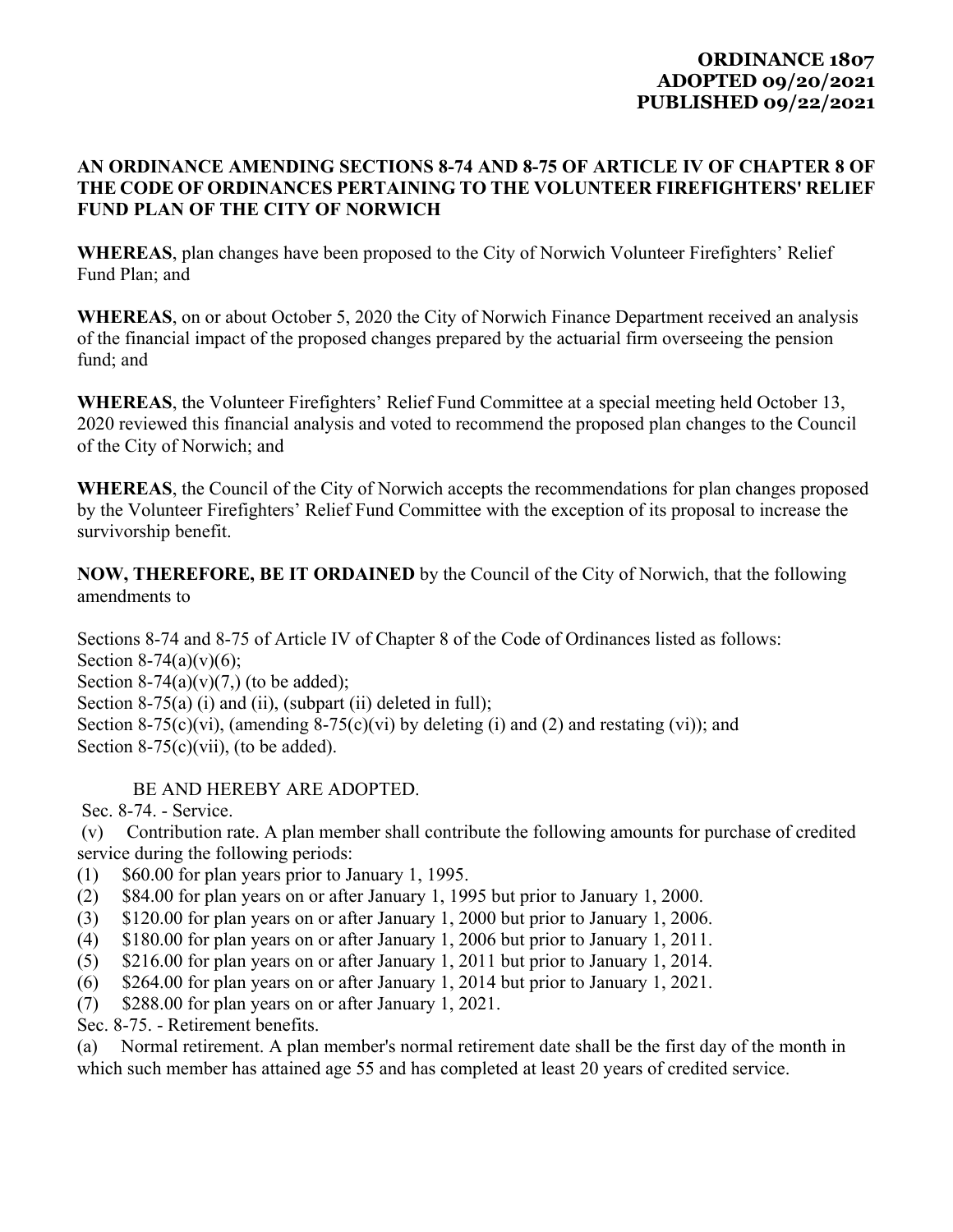**ORDINANCE 1807**
**ADOPTED 09/20/2021**
**PUBLISHED 09/22/2021**

**AN ORDINANCE AMENDING SECTIONS 8-74 AND 8-75 OF ARTICLE IV OF CHAPTER 8 OF THE CODE OF ORDINANCES PERTAINING TO THE VOLUNTEER FIREFIGHTERS' RELIEF FUND PLAN OF THE CITY OF NORWICH**

**WHEREAS**, plan changes have been proposed to the City of Norwich Volunteer Firefighters' Relief Fund Plan; and

**WHEREAS**, on or about October 5, 2020 the City of Norwich Finance Department received an analysis of the financial impact of the proposed changes prepared by the actuarial firm overseeing the pension fund; and

**WHEREAS**, the Volunteer Firefighters' Relief Fund Committee at a special meeting held October 13, 2020 reviewed this financial analysis and voted to recommend the proposed plan changes to the Council of the City of Norwich; and

**WHEREAS**, the Council of the City of Norwich accepts the recommendations for plan changes proposed by the Volunteer Firefighters' Relief Fund Committee with the exception of its proposal to increase the survivorship benefit.

**NOW, THEREFORE, BE IT ORDAINED** by the Council of the City of Norwich, that the following amendments to

Sections 8-74 and 8-75 of Article IV of Chapter 8 of the Code of Ordinances listed as follows:
Section 8-74(a)(v)(6);
Section 8-74(a)(v)(7,) (to be added);
Section 8-75(a) (i) and (ii), (subpart (ii) deleted in full);
Section 8-75(c)(vi), (amending 8-75(c)(vi) by deleting (i) and (2) and restating (vi)); and
Section 8-75(c)(vii), (to be added).

BE AND HEREBY ARE ADOPTED.

Sec. 8-74. - Service.

(v) Contribution rate. A plan member shall contribute the following amounts for purchase of credited service during the following periods:

(1) $60.00 for plan years prior to January 1, 1995.
(2) $84.00 for plan years on or after January 1, 1995 but prior to January 1, 2000.
(3) $120.00 for plan years on or after January 1, 2000 but prior to January 1, 2006.
(4) $180.00 for plan years on or after January 1, 2006 but prior to January 1, 2011.
(5) $216.00 for plan years on or after January 1, 2011 but prior to January 1, 2014.
(6) $264.00 for plan years on or after January 1, 2014 but prior to January 1, 2021.
(7) $288.00 for plan years on or after January 1, 2021.

Sec. 8-75. - Retirement benefits.

(a) Normal retirement. A plan member's normal retirement date shall be the first day of the month in which such member has attained age 55 and has completed at least 20 years of credited service.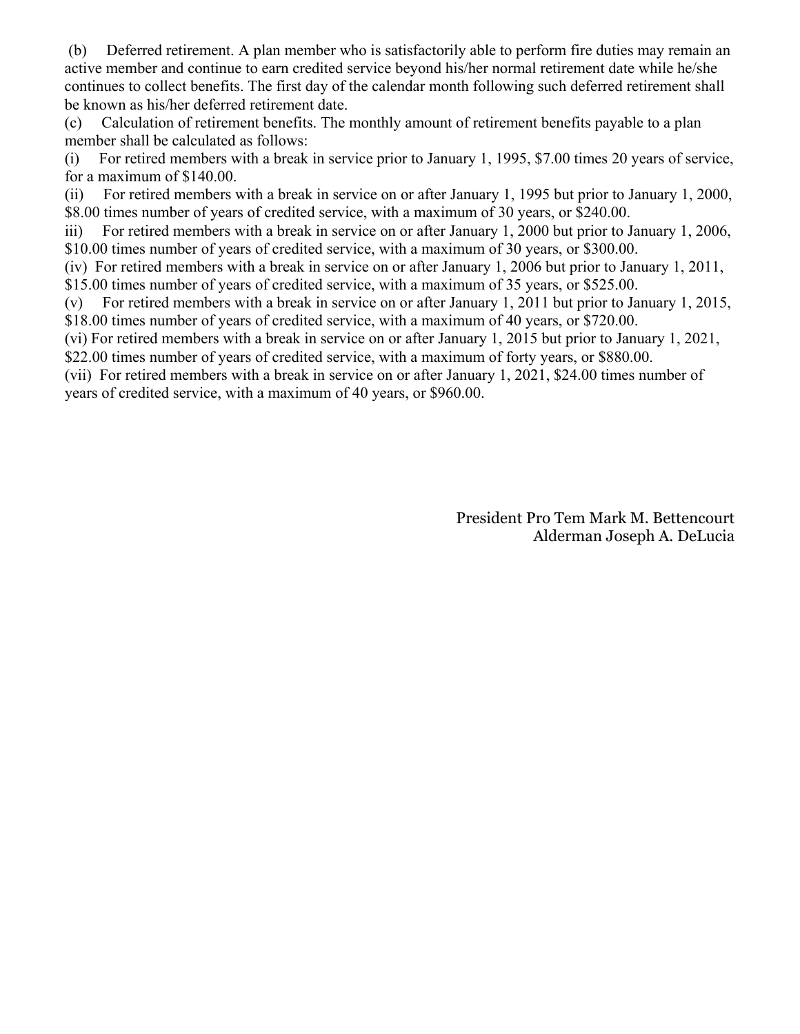(b) Deferred retirement. A plan member who is satisfactorily able to perform fire duties may remain an active member and continue to earn credited service beyond his/her normal retirement date while he/she continues to collect benefits. The first day of the calendar month following such deferred retirement shall be known as his/her deferred retirement date.

(c) Calculation of retirement benefits. The monthly amount of retirement benefits payable to a plan member shall be calculated as follows:

(i) For retired members with a break in service prior to January 1, 1995, $7.00 times 20 years of service, for a maximum of $140.00.

(ii) For retired members with a break in service on or after January 1, 1995 but prior to January 1, 2000, $8.00 times number of years of credited service, with a maximum of 30 years, or $240.00.

iii) For retired members with a break in service on or after January 1, 2000 but prior to January 1, 2006, $10.00 times number of years of credited service, with a maximum of 30 years, or $300.00.

(iv) For retired members with a break in service on or after January 1, 2006 but prior to January 1, 2011, $15.00 times number of years of credited service, with a maximum of 35 years, or $525.00.

(v) For retired members with a break in service on or after January 1, 2011 but prior to January 1, 2015, $18.00 times number of years of credited service, with a maximum of 40 years, or $720.00.

(vi) For retired members with a break in service on or after January 1, 2015 but prior to January 1, 2021, $22.00 times number of years of credited service, with a maximum of forty years, or $880.00.

(vii) For retired members with a break in service on or after January 1, 2021, $24.00 times number of years of credited service, with a maximum of 40 years, or $960.00.

President Pro Tem Mark M. Bettencourt
Alderman Joseph A. DeLucia